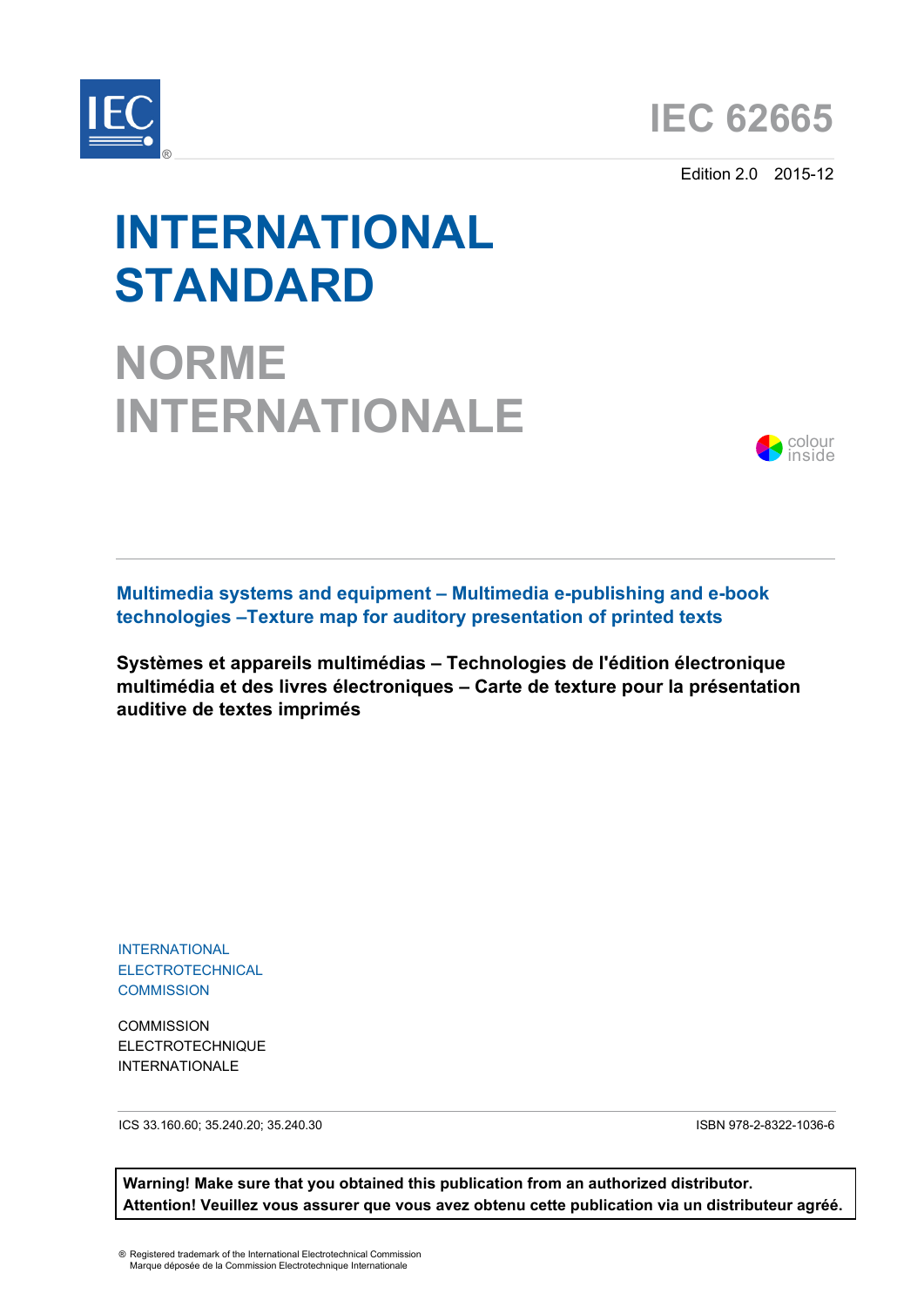# IEC 62665

Edition 2.0 2015-12

# INTERNATIONAL STANDARD

# NORME INTERNATIONALE

colour inside

**Multimedia systems and equipment – Multimedia e-publishing and e-book technologies –Texture map for auditory presentation of printed texts**

**Systèmes et appareils multimédias – Technologies de l'édition électronique multimédia et des livres électroniques – Carte de texture pour la présentation auditive de textes imprimés**

INTERNATIONAL ELECTROTECHNICAL COMMISSION

COMMISSION ELECTROTECHNIQUE INTERNATIONALE

ICS 33.160.60; 35.240.20; 35.240.30

ISBN 978-2-8322-1036-6

**Warning! Make sure that you obtained this publication from an authorized distributor.**
**Attention! Veuillez vous assurer que vous avez obtenu cette publication via un distributeur agréé.**

® Registered trademark of the International Electrotechnical Commission
Marque déposée de la Commission Electrotechnique Internationale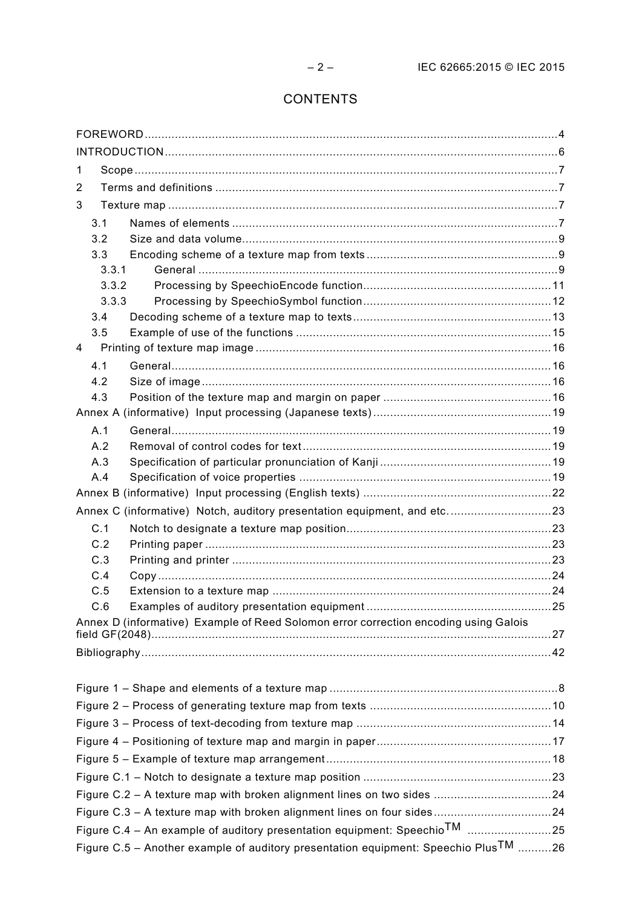# CONTENTS

FOREWORD ........................................................................................................................ 4
INTRODUCTION .................................................................................................................. 6
1 Scope ............................................................................................................................ 7
2 Terms and definitions ..................................................................................................... 7
3 Texture map ................................................................................................................... 7
3.1 Names of elements ................................................................................................. 7
3.2 Size and data volume .............................................................................................. 9
3.3 Encoding scheme of a texture map from texts ........................................................ 9
3.3.1 General ........................................................................................................... 9
3.3.2 Processing by SpeechioEncode function ........................................................ 11
3.3.3 Processing by SpeechioSymbol function ........................................................ 12
3.4 Decoding scheme of a texture map to texts ............................................................ 13
3.5 Example of use of the functions ............................................................................ 15
4 Printing of texture map image ....................................................................................... 16
4.1 General ................................................................................................................. 16
4.2 Size of image ......................................................................................................... 16
4.3 Position of the texture map and margin on paper ................................................... 16
Annex A (informative) Input processing (Japanese texts) ..................................................... 19
A.1 General ................................................................................................................. 19
A.2 Removal of control codes for text ........................................................................... 19
A.3 Specification of particular pronunciation of Kanji .................................................... 19
A.4 Specification of voice properties ............................................................................ 19
Annex B (informative) Input processing (English texts) ........................................................ 22
Annex C (informative) Notch, auditory presentation equipment, and etc. ............................... 23
C.1 Notch to designate a texture map position ............................................................. 23
C.2 Printing paper ....................................................................................................... 23
C.3 Printing and printer ............................................................................................... 23
C.4 Copy ..................................................................................................................... 24
C.5 Extension to a texture map ................................................................................... 24
C.6 Examples of auditory presentation equipment ........................................................ 25
Annex D (informative) Example of Reed Solomon error correction encoding using Galois field GF(2048) ........................................................................................................................ 27
Bibliography ........................................................................................................................ 42

Figure 1 – Shape and elements of a texture map .................................................................... 8
Figure 2 – Process of generating texture map from texts ...................................................... 10
Figure 3 – Process of text-decoding from texture map .......................................................... 14
Figure 4 – Positioning of texture map and margin in paper .................................................... 17
Figure 5 – Example of texture map arrangement ................................................................... 18
Figure C.1 – Notch to designate a texture map position ........................................................ 23
Figure C.2 – A texture map with broken alignment lines on two sides ................................... 24
Figure C.3 – A texture map with broken alignment lines on four sides ................................... 24
Figure C.4 – An example of auditory presentation equipment: Speechio™ ............................ 25
Figure C.5 – Another example of auditory presentation equipment: Speechio Plus™ ............. 26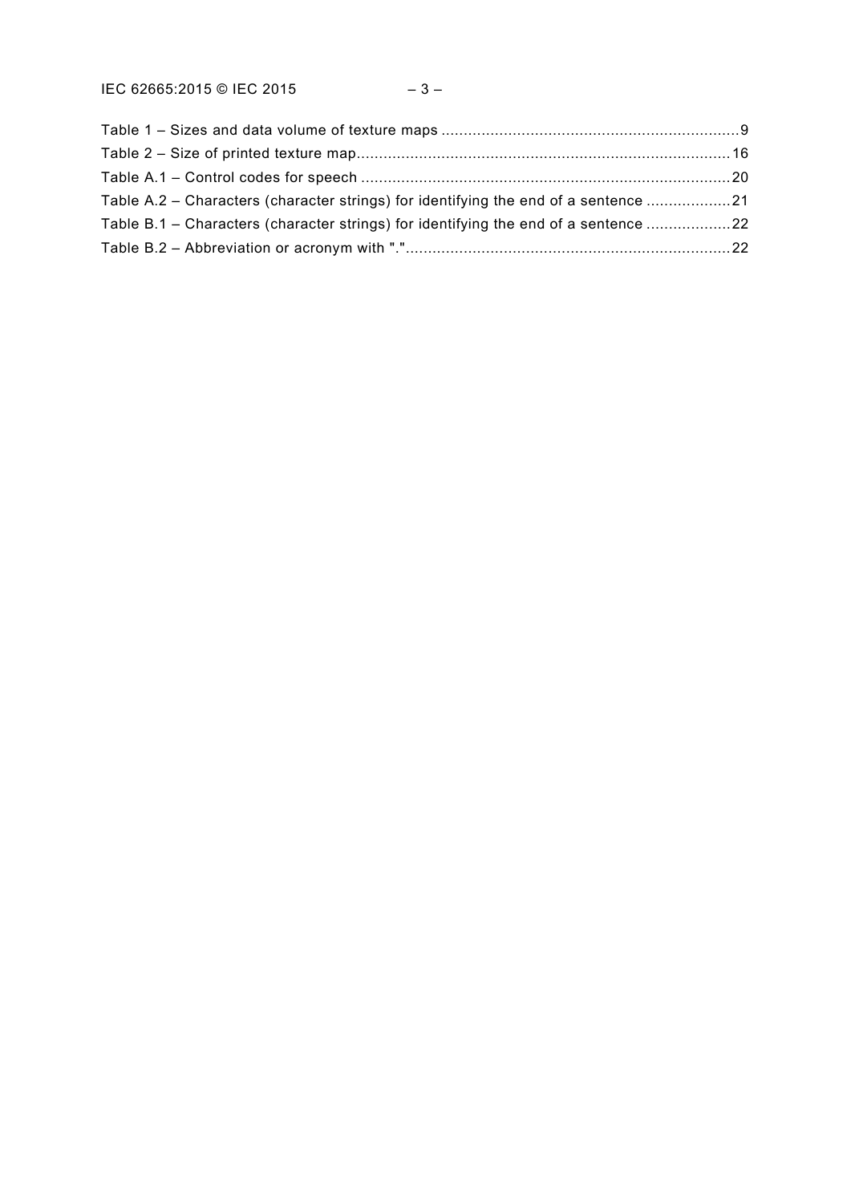Table 1 – Sizes and data volume of texture maps ....................................................................9
Table 2 – Size of printed texture map....................................................................................16
Table A.1 – Control codes for speech ....................................................................................20
Table A.2 – Characters (character strings) for identifying the end of a sentence ...................21
Table B.1 – Characters (character strings) for identifying the end of a sentence ...................22
Table B.2 – Abbreviation or acronym with "."..........................................................................22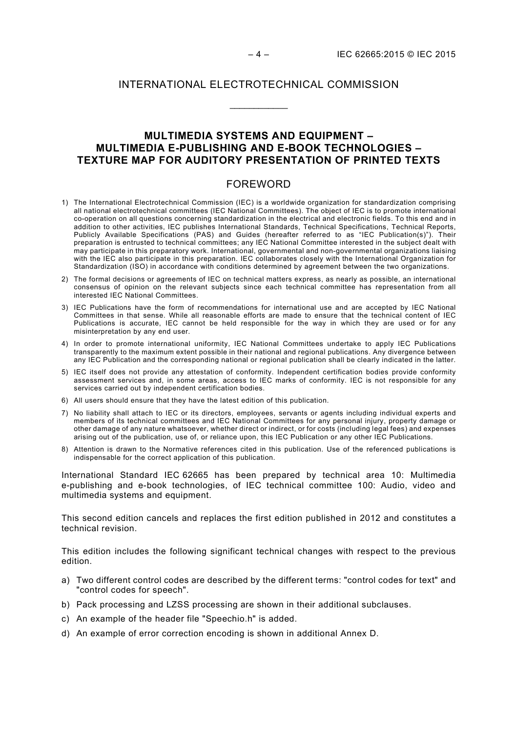# INTERNATIONAL ELECTROTECHNICAL COMMISSION

\_\_\_\_\_\_\_\_\_\_\_\_

## MULTIMEDIA SYSTEMS AND EQUIPMENT – MULTIMEDIA E-PUBLISHING AND E-BOOK TECHNOLOGIES – TEXTURE MAP FOR AUDITORY PRESENTATION OF PRINTED TEXTS

## FOREWORD

1) The International Electrotechnical Commission (IEC) is a worldwide organization for standardization comprising all national electrotechnical committees (IEC National Committees). The object of IEC is to promote international co-operation on all questions concerning standardization in the electrical and electronic fields. To this end and in addition to other activities, IEC publishes International Standards, Technical Specifications, Technical Reports, Publicly Available Specifications (PAS) and Guides (hereafter referred to as "IEC Publication(s)"). Their preparation is entrusted to technical committees; any IEC National Committee interested in the subject dealt with may participate in this preparatory work. International, governmental and non-governmental organizations liaising with the IEC also participate in this preparation. IEC collaborates closely with the International Organization for Standardization (ISO) in accordance with conditions determined by agreement between the two organizations.
2) The formal decisions or agreements of IEC on technical matters express, as nearly as possible, an international consensus of opinion on the relevant subjects since each technical committee has representation from all interested IEC National Committees.
3) IEC Publications have the form of recommendations for international use and are accepted by IEC National Committees in that sense. While all reasonable efforts are made to ensure that the technical content of IEC Publications is accurate, IEC cannot be held responsible for the way in which they are used or for any misinterpretation by any end user.
4) In order to promote international uniformity, IEC National Committees undertake to apply IEC Publications transparently to the maximum extent possible in their national and regional publications. Any divergence between any IEC Publication and the corresponding national or regional publication shall be clearly indicated in the latter.
5) IEC itself does not provide any attestation of conformity. Independent certification bodies provide conformity assessment services and, in some areas, access to IEC marks of conformity. IEC is not responsible for any services carried out by independent certification bodies.
6) All users should ensure that they have the latest edition of this publication.
7) No liability shall attach to IEC or its directors, employees, servants or agents including individual experts and members of its technical committees and IEC National Committees for any personal injury, property damage or other damage of any nature whatsoever, whether direct or indirect, or for costs (including legal fees) and expenses arising out of the publication, use of, or reliance upon, this IEC Publication or any other IEC Publications.
8) Attention is drawn to the Normative references cited in this publication. Use of the referenced publications is indispensable for the correct application of this publication.

International Standard IEC 62665 has been prepared by technical area 10: Multimedia e-publishing and e-book technologies, of IEC technical committee 100: Audio, video and multimedia systems and equipment.

This second edition cancels and replaces the first edition published in 2012 and constitutes a technical revision.

This edition includes the following significant technical changes with respect to the previous edition.

a) Two different control codes are described by the different terms: "control codes for text" and "control codes for speech".
b) Pack processing and LZSS processing are shown in their additional subclauses.
c) An example of the header file "Speechio.h" is added.
d) An example of error correction encoding is shown in additional Annex D.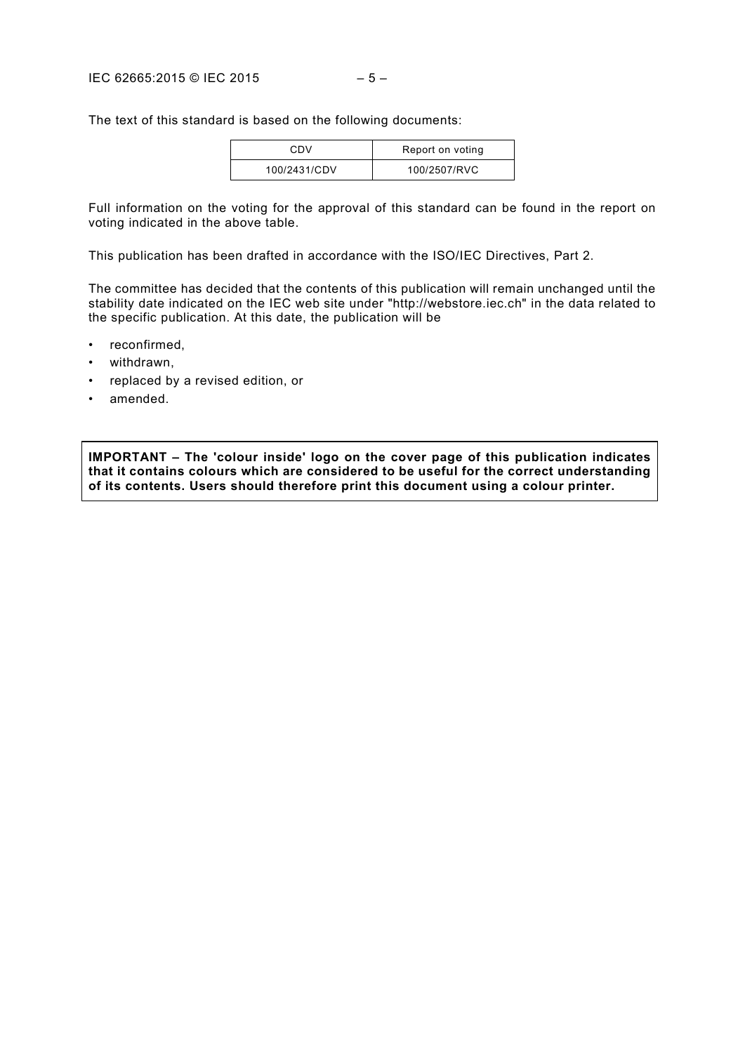The text of this standard is based on the following documents:

| CDV | Report on voting |
| --- | --- |
| 100/2431/CDV | 100/2507/RVC |

Full information on the voting for the approval of this standard can be found in the report on voting indicated in the above table.

This publication has been drafted in accordance with the ISO/IEC Directives, Part 2.

The committee has decided that the contents of this publication will remain unchanged until the stability date indicated on the IEC web site under "http://webstore.iec.ch" in the data related to the specific publication. At this date, the publication will be

- reconfirmed,
- withdrawn,
- replaced by a revised edition, or
- amended.

**IMPORTANT – The 'colour inside' logo on the cover page of this publication indicates that it contains colours which are considered to be useful for the correct understanding of its contents. Users should therefore print this document using a colour printer.**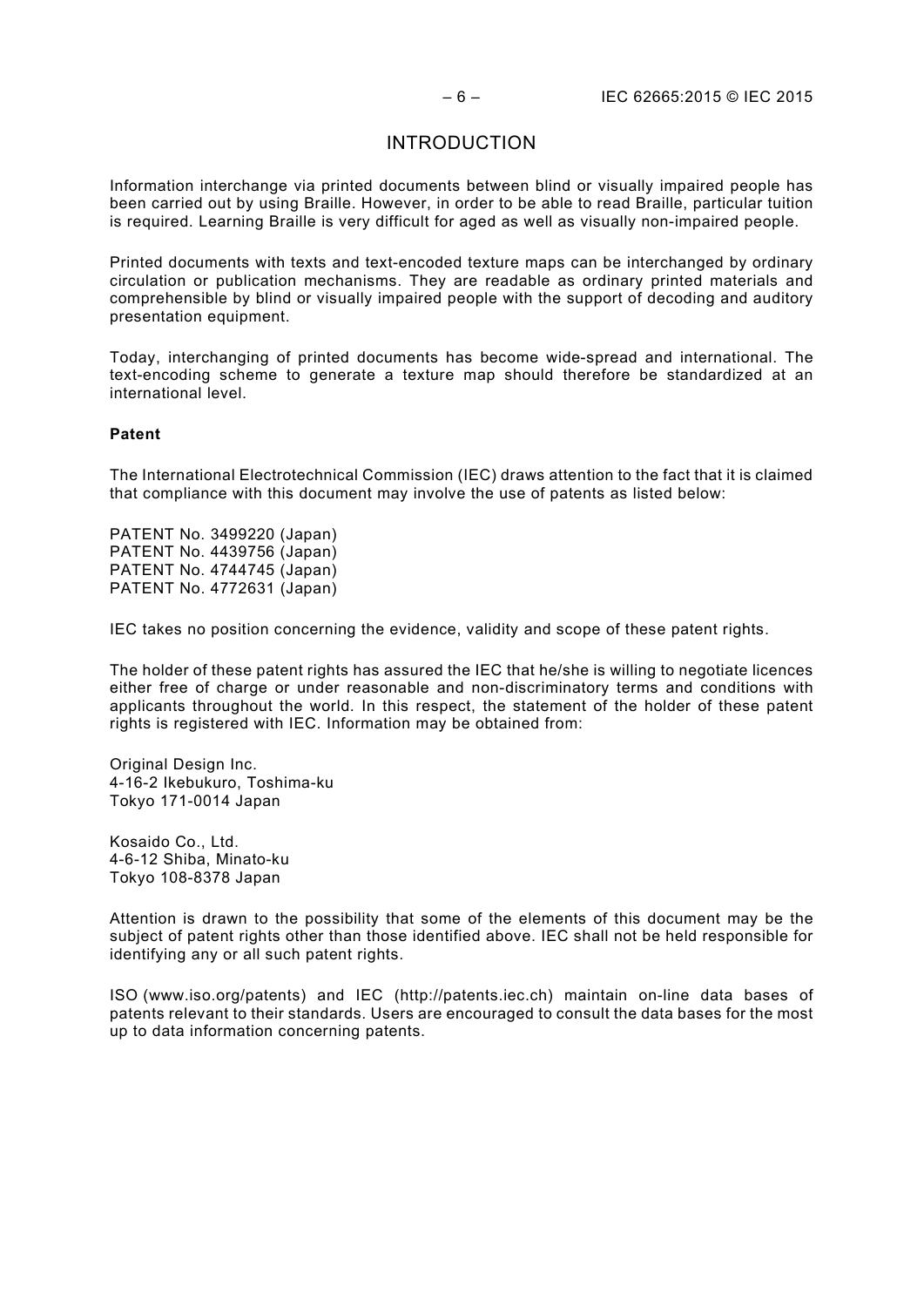# INTRODUCTION

Information interchange via printed documents between blind or visually impaired people has been carried out by using Braille. However, in order to be able to read Braille, particular tuition is required. Learning Braille is very difficult for aged as well as visually non-impaired people.

Printed documents with texts and text-encoded texture maps can be interchanged by ordinary circulation or publication mechanisms. They are readable as ordinary printed materials and comprehensible by blind or visually impaired people with the support of decoding and auditory presentation equipment.

Today, interchanging of printed documents has become wide-spread and international. The text-encoding scheme to generate a texture map should therefore be standardized at an international level.

**Patent**

The International Electrotechnical Commission (IEC) draws attention to the fact that it is claimed that compliance with this document may involve the use of patents as listed below:

PATENT No. 3499220 (Japan)
PATENT No. 4439756 (Japan)
PATENT No. 4744745 (Japan)
PATENT No. 4772631 (Japan)

IEC takes no position concerning the evidence, validity and scope of these patent rights.

The holder of these patent rights has assured the IEC that he/she is willing to negotiate licences either free of charge or under reasonable and non-discriminatory terms and conditions with applicants throughout the world. In this respect, the statement of the holder of these patent rights is registered with IEC. Information may be obtained from:

Original Design Inc.
4-16-2 Ikebukuro, Toshima-ku
Tokyo 171-0014 Japan

Kosaido Co., Ltd.
4-6-12 Shiba, Minato-ku
Tokyo 108-8378 Japan

Attention is drawn to the possibility that some of the elements of this document may be the subject of patent rights other than those identified above. IEC shall not be held responsible for identifying any or all such patent rights.

ISO (www.iso.org/patents) and IEC (http://patents.iec.ch) maintain on-line data bases of patents relevant to their standards. Users are encouraged to consult the data bases for the most up to data information concerning patents.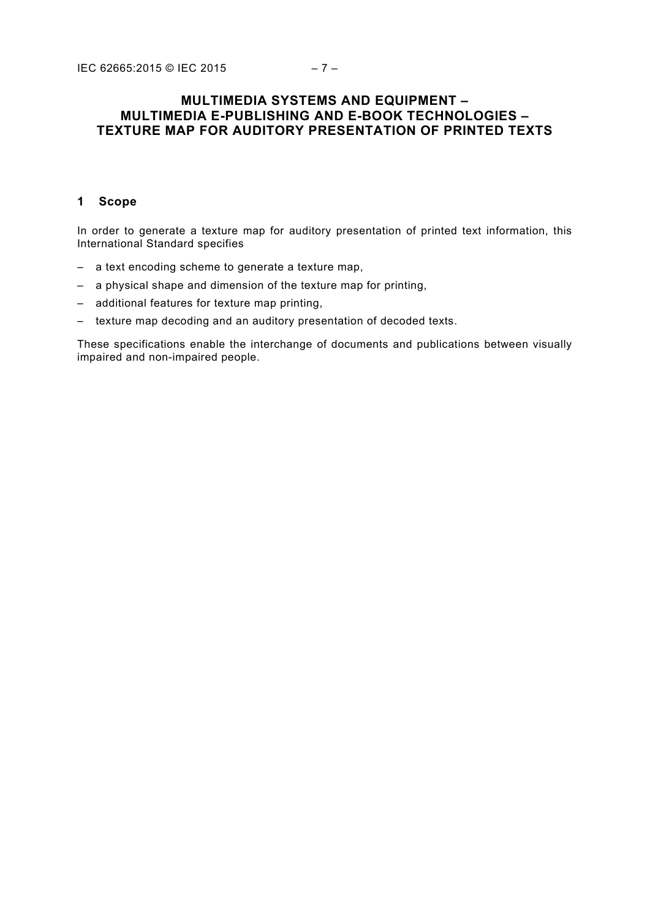# MULTIMEDIA SYSTEMS AND EQUIPMENT – MULTIMEDIA E-PUBLISHING AND E-BOOK TECHNOLOGIES – TEXTURE MAP FOR AUDITORY PRESENTATION OF PRINTED TEXTS

## 1 Scope

In order to generate a texture map for auditory presentation of printed text information, this International Standard specifies

– a text encoding scheme to generate a texture map,

– a physical shape and dimension of the texture map for printing,

– additional features for texture map printing,

– texture map decoding and an auditory presentation of decoded texts.

These specifications enable the interchange of documents and publications between visually impaired and non-impaired people.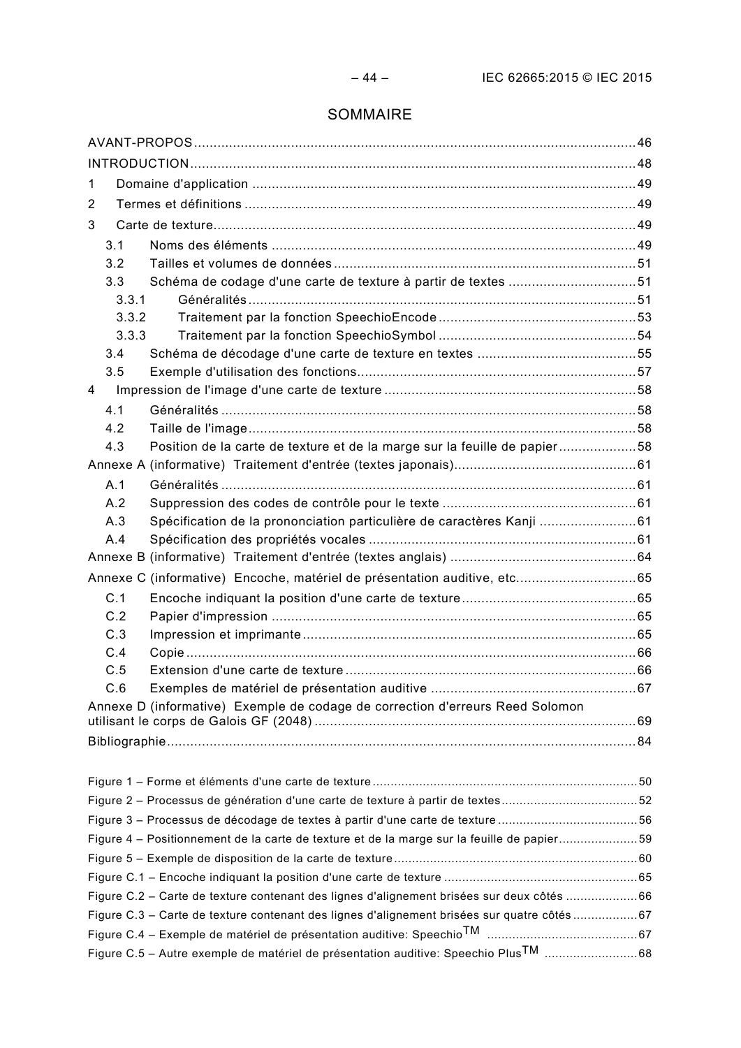# SOMMAIRE

AVANT-PROPOS .......... 46

INTRODUCTION .......... 48

1 Domaine d'application .......... 49

2 Termes et définitions .......... 49

3 Carte de texture .......... 49

- 3.1 Noms des éléments .......... 49
- 3.2 Tailles et volumes de données .......... 51
- 3.3 Schéma de codage d'une carte de texture à partir de textes .......... 51
  - 3.3.1 Généralités .......... 51
  - 3.3.2 Traitement par la fonction SpeechioEncode .......... 53
  - 3.3.3 Traitement par la fonction SpeechioSymbol .......... 54
- 3.4 Schéma de décodage d'une carte de texture en textes .......... 55
- 3.5 Exemple d'utilisation des fonctions .......... 57

4 Impression de l'image d'une carte de texture .......... 58

- 4.1 Généralités .......... 58
- 4.2 Taille de l'image .......... 58
- 4.3 Position de la carte de texture et de la marge sur la feuille de papier .......... 58

Annexe A (informative) Traitement d'entrée (textes japonais) .......... 61

- A.1 Généralités .......... 61
- A.2 Suppression des codes de contrôle pour le texte .......... 61
- A.3 Spécification de la prononciation particulière de caractères Kanji .......... 61
- A.4 Spécification des propriétés vocales .......... 61

Annexe B (informative) Traitement d'entrée (textes anglais) .......... 64

Annexe C (informative) Encoche, matériel de présentation auditive, etc. .......... 65

- C.1 Encoche indiquant la position d'une carte de texture .......... 65
- C.2 Papier d'impression .......... 65
- C.3 Impression et imprimante .......... 65
- C.4 Copie .......... 66
- C.5 Extension d'une carte de texture .......... 66
- C.6 Exemples de matériel de présentation auditive .......... 67

Annexe D (informative) Exemple de codage de correction d'erreurs Reed Solomon utilisant le corps de Galois GF (2048) .......... 69

Bibliographie .......... 84

Figure 1 – Forme et éléments d'une carte de texture .......... 50

Figure 2 – Processus de génération d'une carte de texture à partir de textes .......... 52

Figure 3 – Processus de décodage de textes à partir d'une carte de texture .......... 56

Figure 4 – Positionnement de la carte de texture et de la marge sur la feuille de papier .......... 59

Figure 5 – Exemple de disposition de la carte de texture .......... 60

Figure C.1 – Encoche indiquant la position d'une carte de texture .......... 65

Figure C.2 – Carte de texture contenant des lignes d'alignement brisées sur deux côtés .......... 66

Figure C.3 – Carte de texture contenant des lignes d'alignement brisées sur quatre côtés .......... 67

Figure C.4 – Exemple de matériel de présentation auditive: Speechio™ .......... 67

Figure C.5 – Autre exemple de matériel de présentation auditive: Speechio Plus™ .......... 68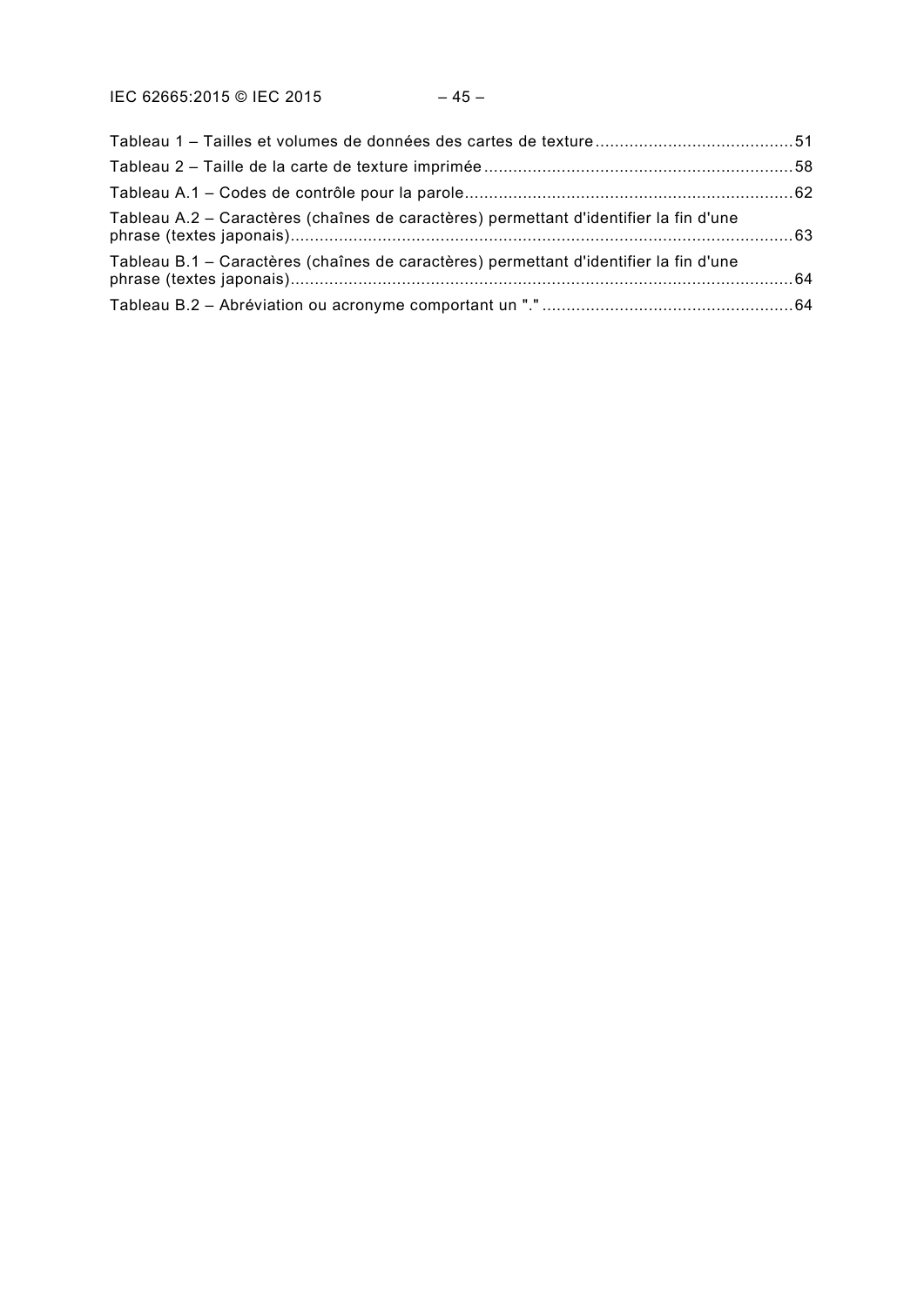Tableau 1 – Tailles et volumes de données des cartes de texture ........................................ 51

Tableau 2 – Taille de la carte de texture imprimée ............................................................... 58

Tableau A.1 – Codes de contrôle pour la parole ................................................................... 62

Tableau A.2 – Caractères (chaînes de caractères) permettant d'identifier la fin d'une phrase (textes japonais) ....................................................................................................... 63

Tableau B.1 – Caractères (chaînes de caractères) permettant d'identifier la fin d'une phrase (textes japonais) ....................................................................................................... 64

Tableau B.2 – Abréviation ou acronyme comportant un "." ................................................... 64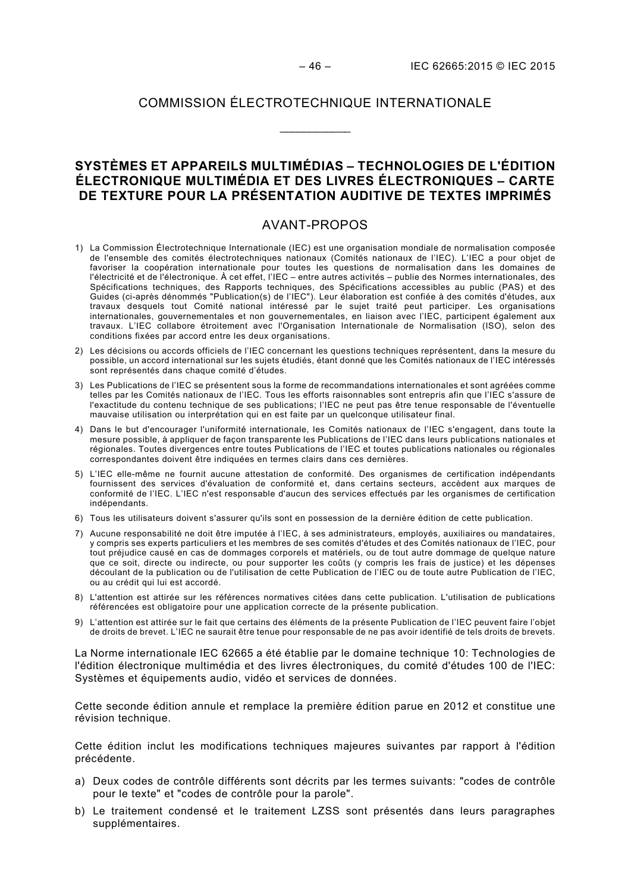# COMMISSION ÉLECTROTECHNIQUE INTERNATIONALE

___________

## SYSTÈMES ET APPAREILS MULTIMÉDIAS – TECHNOLOGIES DE L'ÉDITION ÉLECTRONIQUE MULTIMÉDIA ET DES LIVRES ÉLECTRONIQUES – CARTE DE TEXTURE POUR LA PRÉSENTATION AUDITIVE DE TEXTES IMPRIMÉS

## AVANT-PROPOS

1) La Commission Électrotechnique Internationale (IEC) est une organisation mondiale de normalisation composée de l'ensemble des comités électrotechniques nationaux (Comités nationaux de l'IEC). L'IEC a pour objet de favoriser la coopération internationale pour toutes les questions de normalisation dans les domaines de l'électricité et de l'électronique. À cet effet, l'IEC – entre autres activités – publie des Normes internationales, des Spécifications techniques, des Rapports techniques, des Spécifications accessibles au public (PAS) et des Guides (ci-après dénommés "Publication(s) de l'IEC"). Leur élaboration est confiée à des comités d'études, aux travaux desquels tout Comité national intéressé par le sujet traité peut participer. Les organisations internationales, gouvernementales et non gouvernementales, en liaison avec l'IEC, participent également aux travaux. L'IEC collabore étroitement avec l'Organisation Internationale de Normalisation (ISO), selon des conditions fixées par accord entre les deux organisations.
2) Les décisions ou accords officiels de l'IEC concernant les questions techniques représentent, dans la mesure du possible, un accord international sur les sujets étudiés, étant donné que les Comités nationaux de l'IEC intéressés sont représentés dans chaque comité d'études.
3) Les Publications de l'IEC se présentent sous la forme de recommandations internationales et sont agréées comme telles par les Comités nationaux de l'IEC. Tous les efforts raisonnables sont entrepris afin que l'IEC s'assure de l'exactitude du contenu technique de ses publications; l'IEC ne peut pas être tenue responsable de l'éventuelle mauvaise utilisation ou interprétation qui en est faite par un quelconque utilisateur final.
4) Dans le but d'encourager l'uniformité internationale, les Comités nationaux de l'IEC s'engagent, dans toute la mesure possible, à appliquer de façon transparente les Publications de l'IEC dans leurs publications nationales et régionales. Toutes divergences entre toutes Publications de l'IEC et toutes publications nationales ou régionales correspondantes doivent être indiquées en termes clairs dans ces dernières.
5) L'IEC elle-même ne fournit aucune attestation de conformité. Des organismes de certification indépendants fournissent des services d'évaluation de conformité et, dans certains secteurs, accèdent aux marques de conformité de l'IEC. L'IEC n'est responsable d'aucun des services effectués par les organismes de certification indépendants.
6) Tous les utilisateurs doivent s'assurer qu'ils sont en possession de la dernière édition de cette publication.
7) Aucune responsabilité ne doit être imputée à l'IEC, à ses administrateurs, employés, auxiliaires ou mandataires, y compris ses experts particuliers et les membres de ses comités d'études et des Comités nationaux de l'IEC, pour tout préjudice causé en cas de dommages corporels et matériels, ou de tout autre dommage de quelque nature que ce soit, directe ou indirecte, ou pour supporter les coûts (y compris les frais de justice) et les dépenses découlant de la publication ou de l'utilisation de cette Publication de l'IEC ou de toute autre Publication de l'IEC, ou au crédit qui lui est accordé.
8) L'attention est attirée sur les références normatives citées dans cette publication. L'utilisation de publications référencées est obligatoire pour une application correcte de la présente publication.
9) L'attention est attirée sur le fait que certains des éléments de la présente Publication de l'IEC peuvent faire l'objet de droits de brevet. L'IEC ne saurait être tenue pour responsable de ne pas avoir identifié de tels droits de brevets.

La Norme internationale IEC 62665 a été établie par le domaine technique 10: Technologies de l'édition électronique multimédia et des livres électroniques, du comité d'études 100 de l'IEC: Systèmes et équipements audio, vidéo et services de données.

Cette seconde édition annule et remplace la première édition parue en 2012 et constitue une révision technique.

Cette édition inclut les modifications techniques majeures suivantes par rapport à l'édition précédente.

a) Deux codes de contrôle différents sont décrits par les termes suivants: "codes de contrôle pour le texte" et "codes de contrôle pour la parole".
b) Le traitement condensé et le traitement LZSS sont présentés dans leurs paragraphes supplémentaires.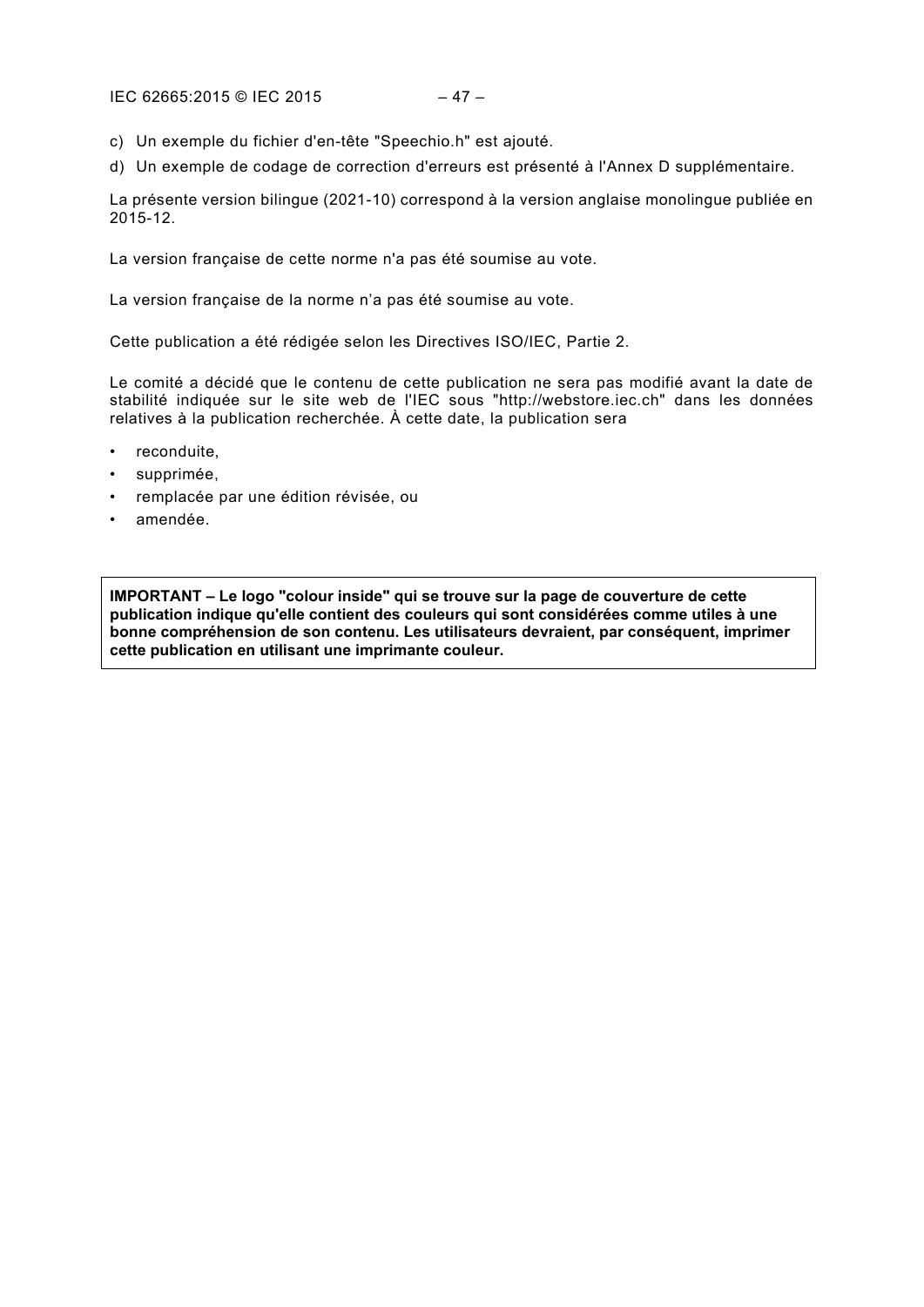c) Un exemple du fichier d'en-tête "Speechio.h" est ajouté.

d) Un exemple de codage de correction d'erreurs est présenté à l'Annex D supplémentaire.

La présente version bilingue (2021-10) correspond à la version anglaise monolingue publiée en 2015-12.

La version française de cette norme n'a pas été soumise au vote.

La version française de la norme n’a pas été soumise au vote.

Cette publication a été rédigée selon les Directives ISO/IEC, Partie 2.

Le comité a décidé que le contenu de cette publication ne sera pas modifié avant la date de stabilité indiquée sur le site web de l'IEC sous "http://webstore.iec.ch" dans les données relatives à la publication recherchée. À cette date, la publication sera

- reconduite,
- supprimée,
- remplacée par une édition révisée, ou
- amendée.

**IMPORTANT – Le logo "colour inside" qui se trouve sur la page de couverture de cette publication indique qu'elle contient des couleurs qui sont considérées comme utiles à une bonne compréhension de son contenu. Les utilisateurs devraient, par conséquent, imprimer cette publication en utilisant une imprimante couleur.**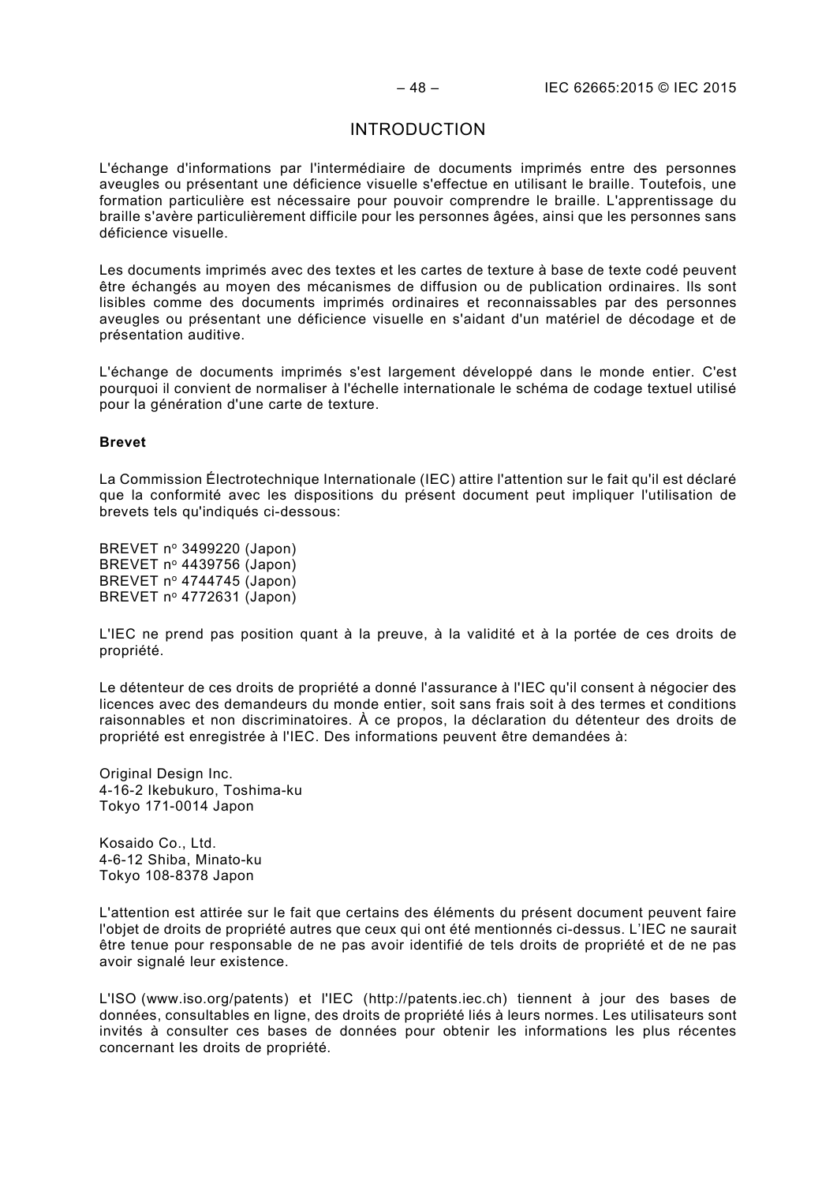# INTRODUCTION

L'échange d'informations par l'intermédiaire de documents imprimés entre des personnes aveugles ou présentant une déficience visuelle s'effectue en utilisant le braille. Toutefois, une formation particulière est nécessaire pour pouvoir comprendre le braille. L'apprentissage du braille s'avère particulièrement difficile pour les personnes âgées, ainsi que les personnes sans déficience visuelle.

Les documents imprimés avec des textes et les cartes de texture à base de texte codé peuvent être échangés au moyen des mécanismes de diffusion ou de publication ordinaires. Ils sont lisibles comme des documents imprimés ordinaires et reconnaissables par des personnes aveugles ou présentant une déficience visuelle en s'aidant d'un matériel de décodage et de présentation auditive.

L'échange de documents imprimés s'est largement développé dans le monde entier. C'est pourquoi il convient de normaliser à l'échelle internationale le schéma de codage textuel utilisé pour la génération d'une carte de texture.

**Brevet**

La Commission Électrotechnique Internationale (IEC) attire l'attention sur le fait qu'il est déclaré que la conformité avec les dispositions du présent document peut impliquer l'utilisation de brevets tels qu'indiqués ci-dessous:

BREVET n° 3499220 (Japon)
BREVET n° 4439756 (Japon)
BREVET n° 4744745 (Japon)
BREVET n° 4772631 (Japon)

L'IEC ne prend pas position quant à la preuve, à la validité et à la portée de ces droits de propriété.

Le détenteur de ces droits de propriété a donné l'assurance à l'IEC qu'il consent à négocier des licences avec des demandeurs du monde entier, soit sans frais soit à des termes et conditions raisonnables et non discriminatoires. À ce propos, la déclaration du détenteur des droits de propriété est enregistrée à l'IEC. Des informations peuvent être demandées à:

Original Design Inc.
4-16-2 Ikebukuro, Toshima-ku
Tokyo 171-0014 Japon

Kosaido Co., Ltd.
4-6-12 Shiba, Minato-ku
Tokyo 108-8378 Japon

L'attention est attirée sur le fait que certains des éléments du présent document peuvent faire l'objet de droits de propriété autres que ceux qui ont été mentionnés ci-dessus. L'IEC ne saurait être tenue pour responsable de ne pas avoir identifié de tels droits de propriété et de ne pas avoir signalé leur existence.

L'ISO (www.iso.org/patents) et l'IEC (http://patents.iec.ch) tiennent à jour des bases de données, consultables en ligne, des droits de propriété liés à leurs normes. Les utilisateurs sont invités à consulter ces bases de données pour obtenir les informations les plus récentes concernant les droits de propriété.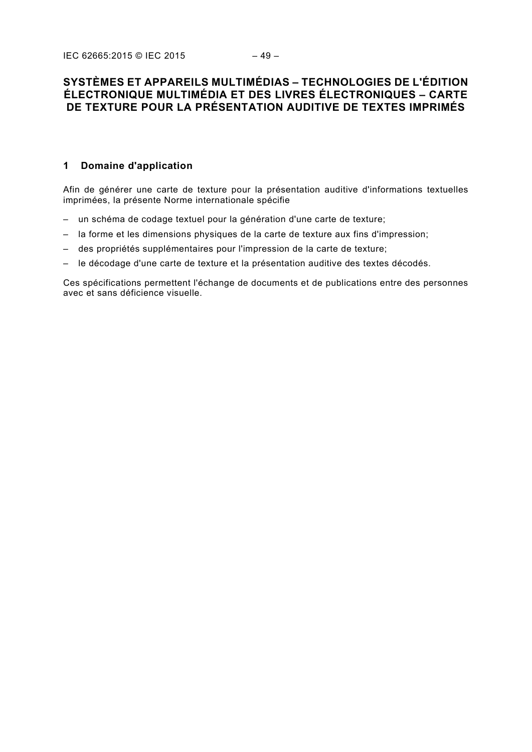# SYSTÈMES ET APPAREILS MULTIMÉDIAS – TECHNOLOGIES DE L'ÉDITION ÉLECTRONIQUE MULTIMÉDIA ET DES LIVRES ÉLECTRONIQUES – CARTE DE TEXTURE POUR LA PRÉSENTATION AUDITIVE DE TEXTES IMPRIMÉS

## 1 Domaine d'application

Afin de générer une carte de texture pour la présentation auditive d'informations textuelles imprimées, la présente Norme internationale spécifie

- un schéma de codage textuel pour la génération d'une carte de texture;
- la forme et les dimensions physiques de la carte de texture aux fins d'impression;
- des propriétés supplémentaires pour l'impression de la carte de texture;
- le décodage d'une carte de texture et la présentation auditive des textes décodés.

Ces spécifications permettent l'échange de documents et de publications entre des personnes avec et sans déficience visuelle.